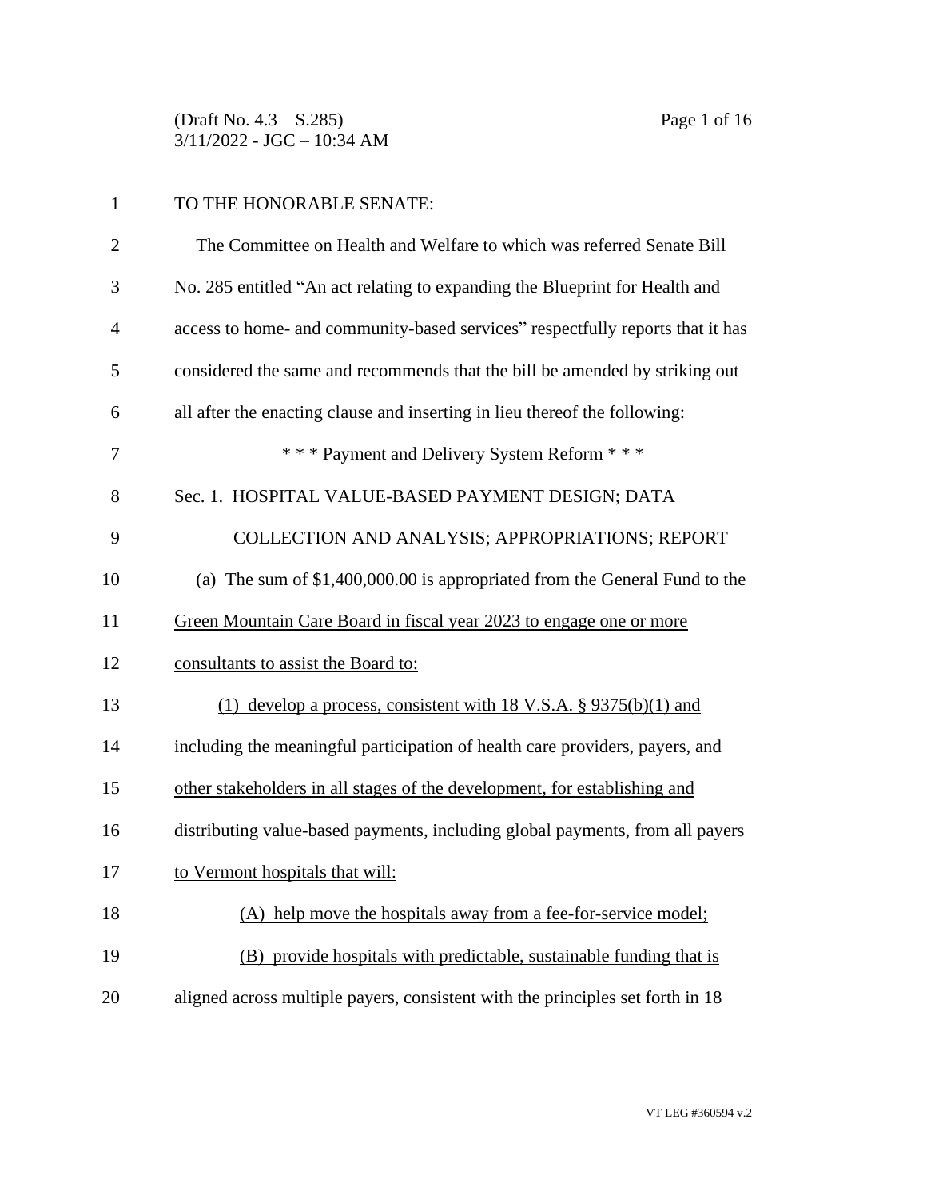TO THE HONORABLE SENATE:

The Committee on Health and Welfare to which was referred Senate Bill No. 285 entitled "An act relating to expanding the Blueprint for Health and access to home- and community-based services" respectfully reports that it has considered the same and recommends that the bill be amended by striking out all after the enacting clause and inserting in lieu thereof the following:

\* \* \* Payment and Delivery System Reform \* \* \*

Sec. 1. HOSPITAL VALUE-BASED PAYMENT DESIGN; DATA COLLECTION AND ANALYSIS; APPROPRIATIONS; REPORT

(a) The sum of $1,400,000.00 is appropriated from the General Fund to the Green Mountain Care Board in fiscal year 2023 to engage one or more consultants to assist the Board to:

(1) develop a process, consistent with 18 V.S.A. § 9375(b)(1) and including the meaningful participation of health care providers, payers, and other stakeholders in all stages of the development, for establishing and distributing value-based payments, including global payments, from all payers to Vermont hospitals that will:

(A) help move the hospitals away from a fee-for-service model;

(B) provide hospitals with predictable, sustainable funding that is aligned across multiple payers, consistent with the principles set forth in 18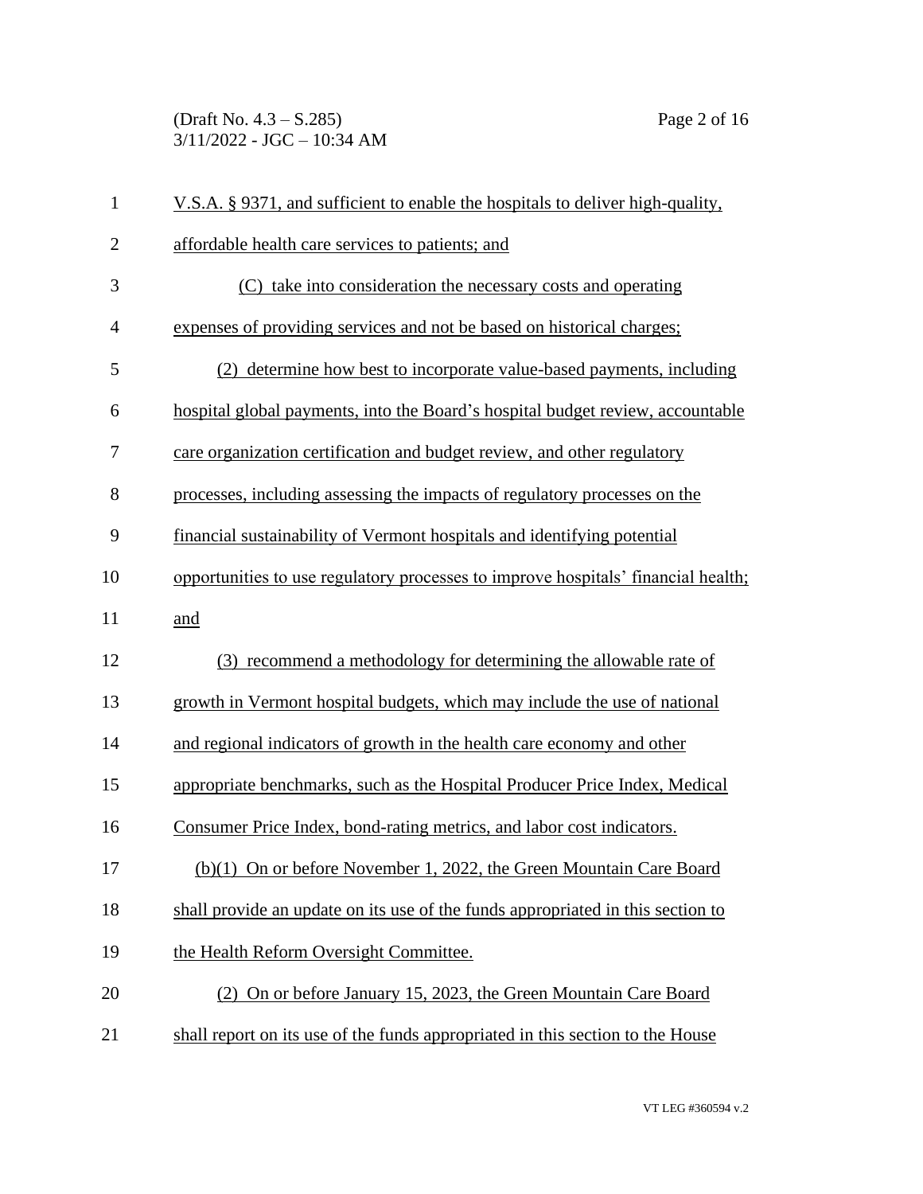V.S.A. § 9371, and sufficient to enable the hospitals to deliver high-quality, affordable health care services to patients; and

(C) take into consideration the necessary costs and operating expenses of providing services and not be based on historical charges;

(2) determine how best to incorporate value-based payments, including hospital global payments, into the Board's hospital budget review, accountable care organization certification and budget review, and other regulatory processes, including assessing the impacts of regulatory processes on the financial sustainability of Vermont hospitals and identifying potential opportunities to use regulatory processes to improve hospitals' financial health; and

(3) recommend a methodology for determining the allowable rate of growth in Vermont hospital budgets, which may include the use of national and regional indicators of growth in the health care economy and other appropriate benchmarks, such as the Hospital Producer Price Index, Medical Consumer Price Index, bond-rating metrics, and labor cost indicators.

(b)(1) On or before November 1, 2022, the Green Mountain Care Board shall provide an update on its use of the funds appropriated in this section to the Health Reform Oversight Committee.

(2) On or before January 15, 2023, the Green Mountain Care Board shall report on its use of the funds appropriated in this section to the House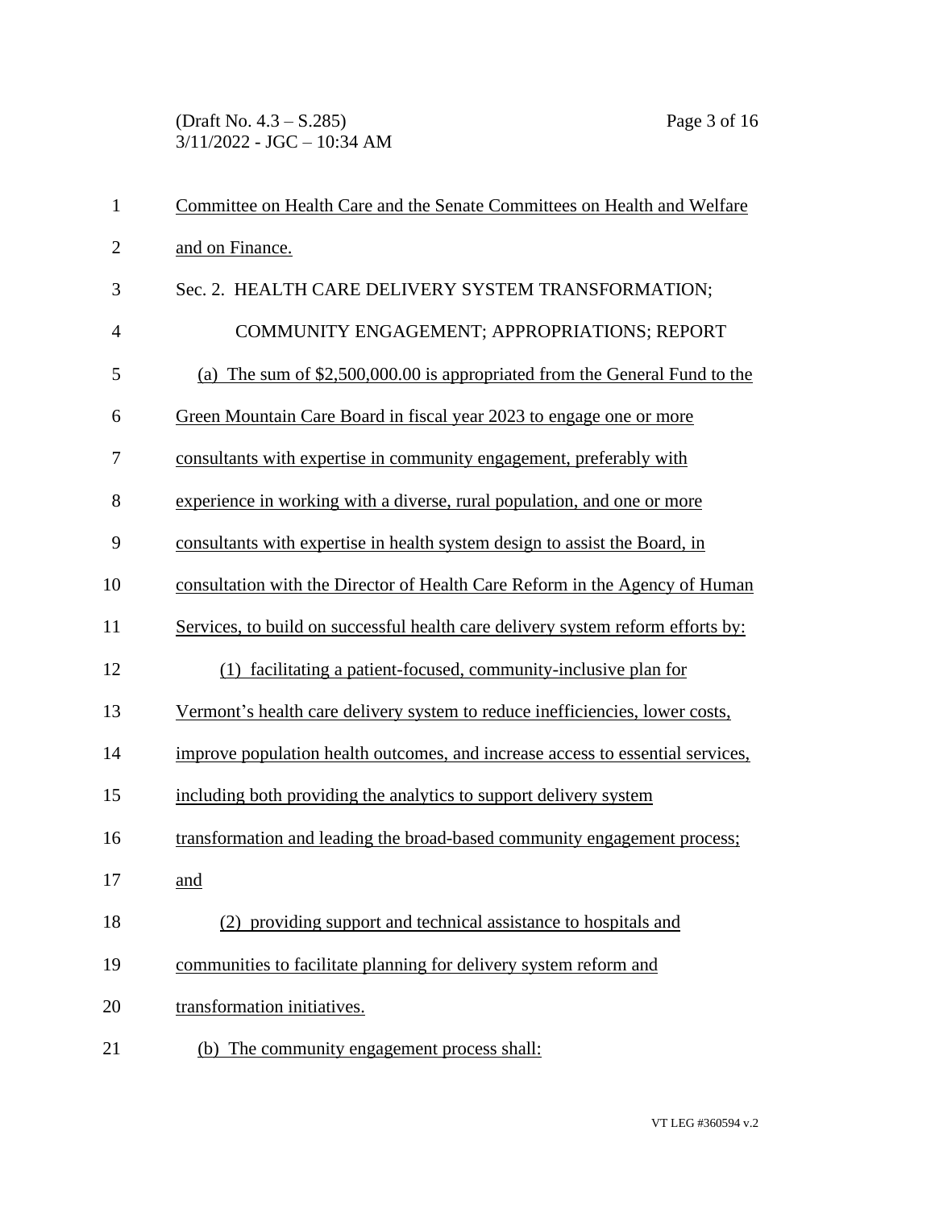Committee on Health Care and the Senate Committees on Health and Welfare and on Finance.

Sec. 2. HEALTH CARE DELIVERY SYSTEM TRANSFORMATION; COMMUNITY ENGAGEMENT; APPROPRIATIONS; REPORT

(a) The sum of $2,500,000.00 is appropriated from the General Fund to the Green Mountain Care Board in fiscal year 2023 to engage one or more consultants with expertise in community engagement, preferably with experience in working with a diverse, rural population, and one or more consultants with expertise in health system design to assist the Board, in consultation with the Director of Health Care Reform in the Agency of Human Services, to build on successful health care delivery system reform efforts by:

(1) facilitating a patient-focused, community-inclusive plan for Vermont's health care delivery system to reduce inefficiencies, lower costs, improve population health outcomes, and increase access to essential services, including both providing the analytics to support delivery system transformation and leading the broad-based community engagement process; and

(2) providing support and technical assistance to hospitals and communities to facilitate planning for delivery system reform and transformation initiatives.

(b) The community engagement process shall: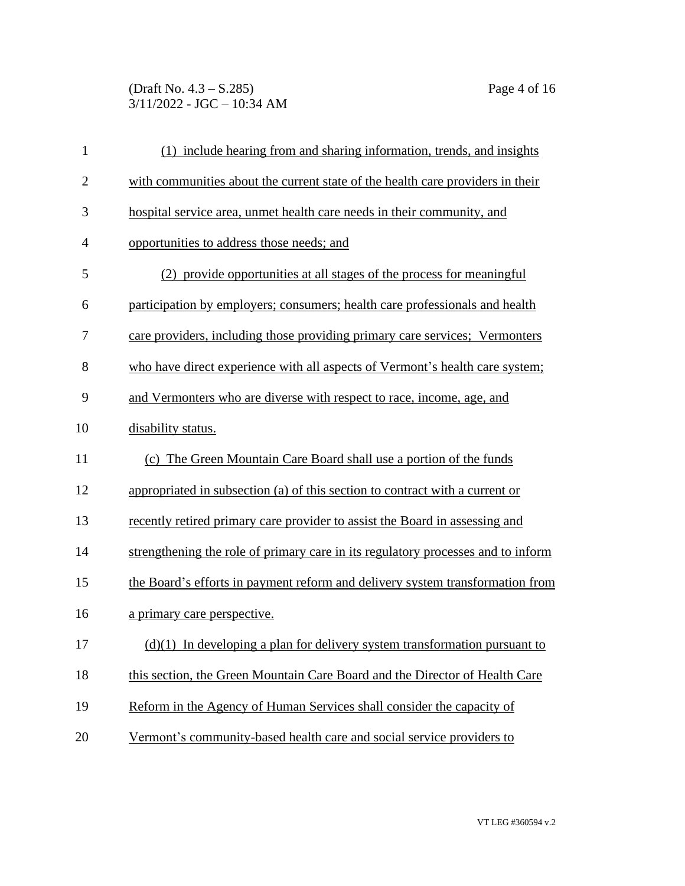(1) include hearing from and sharing information, trends, and insights with communities about the current state of the health care providers in their hospital service area, unmet health care needs in their community, and opportunities to address those needs; and

(2) provide opportunities at all stages of the process for meaningful participation by employers; consumers; health care professionals and health care providers, including those providing primary care services; Vermonters who have direct experience with all aspects of Vermont's health care system; and Vermonters who are diverse with respect to race, income, age, and disability status.

(c) The Green Mountain Care Board shall use a portion of the funds appropriated in subsection (a) of this section to contract with a current or recently retired primary care provider to assist the Board in assessing and strengthening the role of primary care in its regulatory processes and to inform the Board's efforts in payment reform and delivery system transformation from a primary care perspective.

(d)(1) In developing a plan for delivery system transformation pursuant to this section, the Green Mountain Care Board and the Director of Health Care Reform in the Agency of Human Services shall consider the capacity of Vermont's community-based health care and social service providers to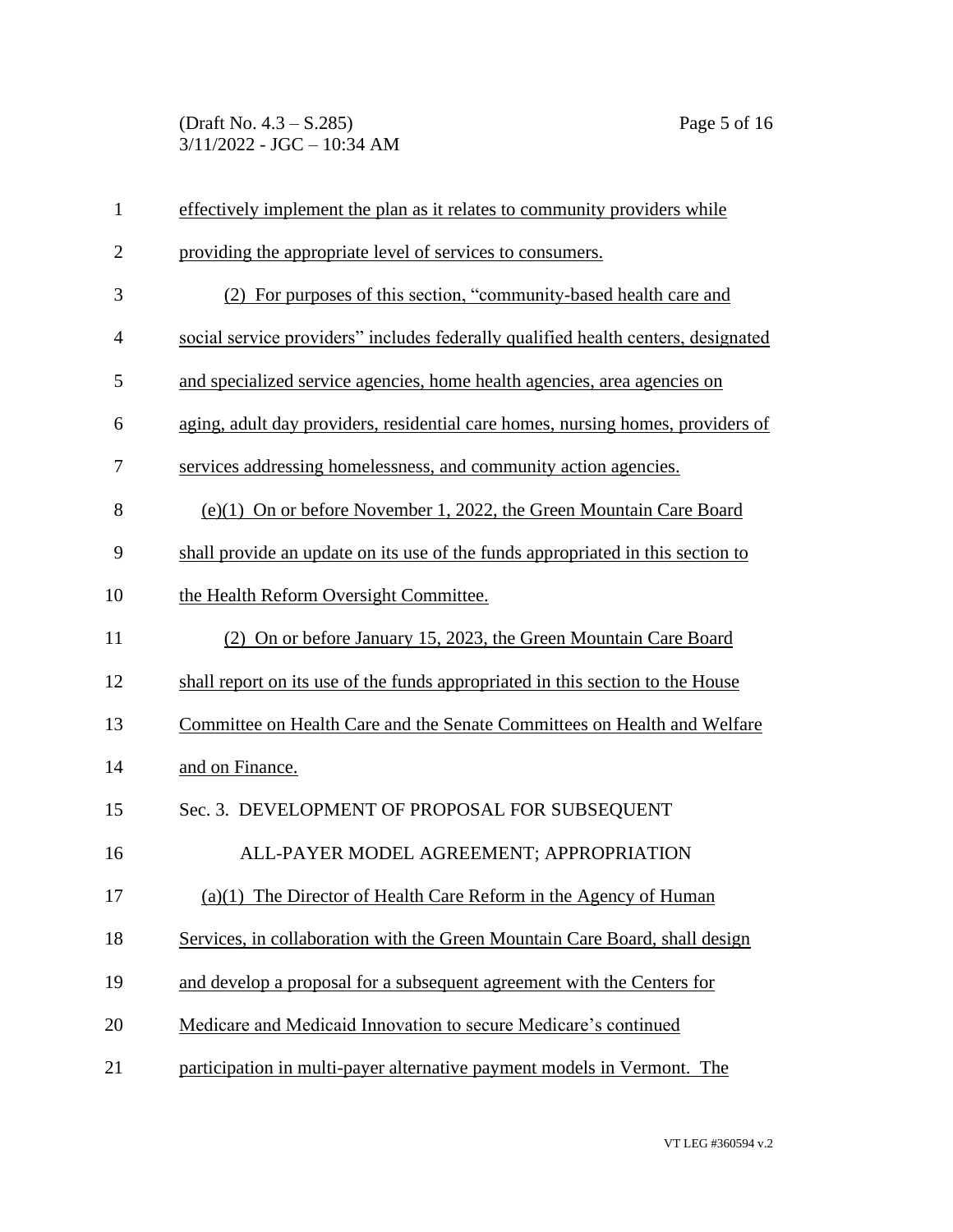effectively implement the plan as it relates to community providers while providing the appropriate level of services to consumers.

(2) For purposes of this section, "community-based health care and social service providers" includes federally qualified health centers, designated and specialized service agencies, home health agencies, area agencies on aging, adult day providers, residential care homes, nursing homes, providers of services addressing homelessness, and community action agencies.

(e)(1) On or before November 1, 2022, the Green Mountain Care Board shall provide an update on its use of the funds appropriated in this section to the Health Reform Oversight Committee.

(2) On or before January 15, 2023, the Green Mountain Care Board shall report on its use of the funds appropriated in this section to the House Committee on Health Care and the Senate Committees on Health and Welfare and on Finance.

Sec. 3. DEVELOPMENT OF PROPOSAL FOR SUBSEQUENT ALL-PAYER MODEL AGREEMENT; APPROPRIATION

(a)(1) The Director of Health Care Reform in the Agency of Human Services, in collaboration with the Green Mountain Care Board, shall design and develop a proposal for a subsequent agreement with the Centers for Medicare and Medicaid Innovation to secure Medicare's continued participation in multi-payer alternative payment models in Vermont. The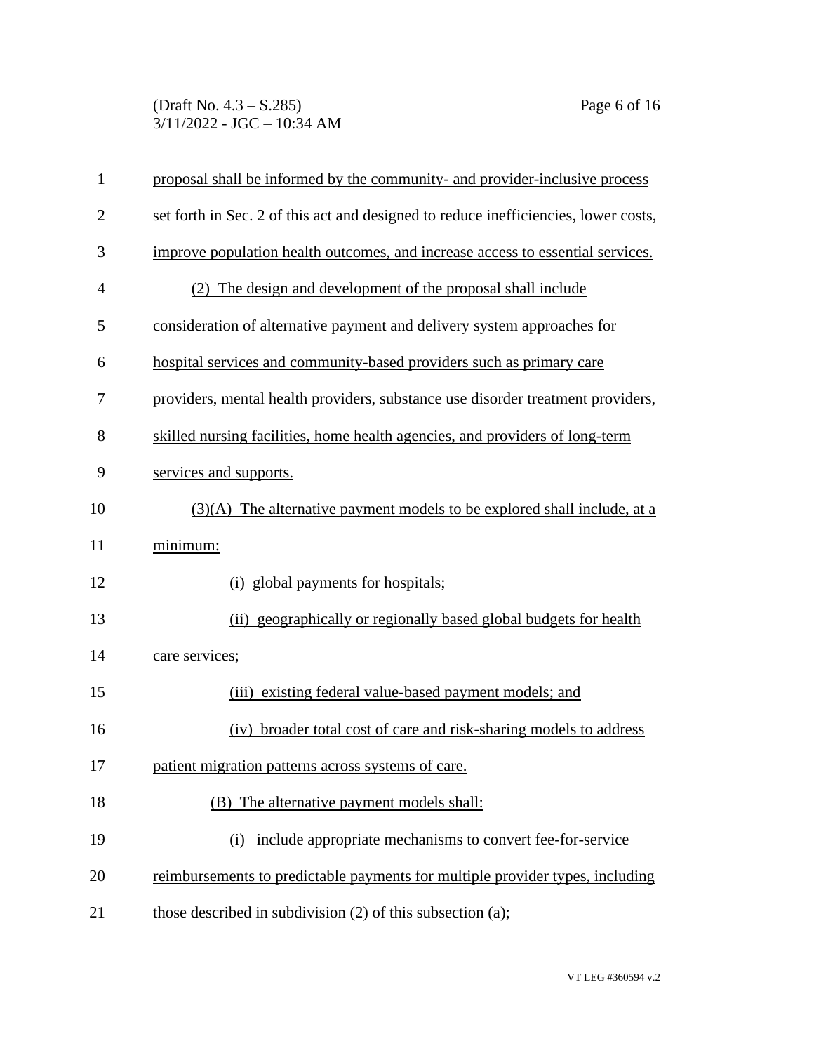proposal shall be informed by the community- and provider-inclusive process set forth in Sec. 2 of this act and designed to reduce inefficiencies, lower costs, improve population health outcomes, and increase access to essential services.

(2) The design and development of the proposal shall include consideration of alternative payment and delivery system approaches for hospital services and community-based providers such as primary care providers, mental health providers, substance use disorder treatment providers, skilled nursing facilities, home health agencies, and providers of long-term services and supports.

(3)(A) The alternative payment models to be explored shall include, at a minimum:

(i) global payments for hospitals;

(ii) geographically or regionally based global budgets for health care services;

(iii) existing federal value-based payment models; and

(iv) broader total cost of care and risk-sharing models to address patient migration patterns across systems of care.

(B) The alternative payment models shall:

(i) include appropriate mechanisms to convert fee-for-service reimbursements to predictable payments for multiple provider types, including those described in subdivision (2) of this subsection (a);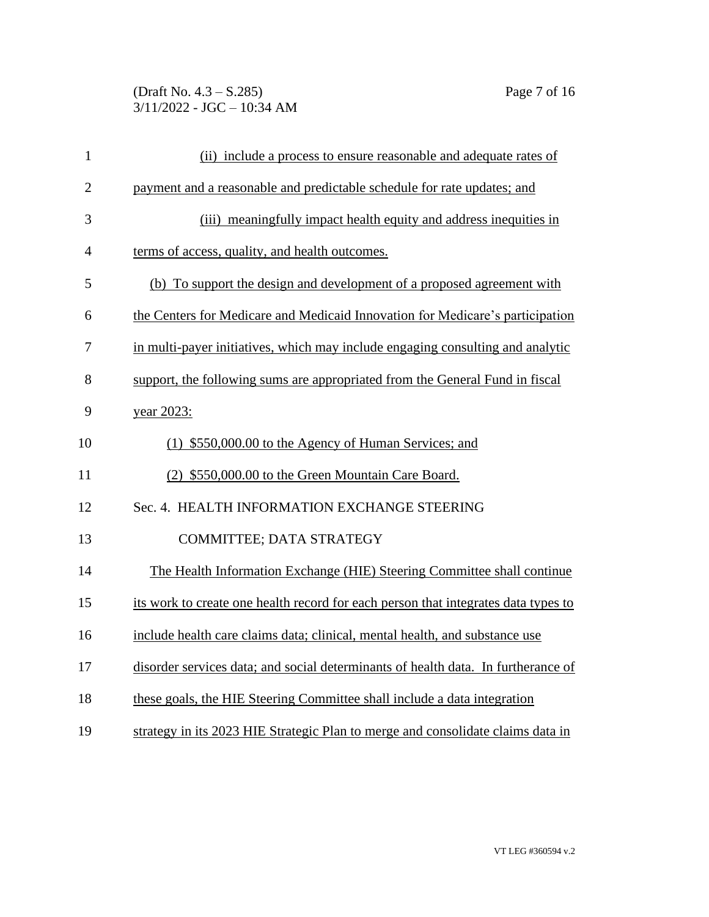(ii) include a process to ensure reasonable and adequate rates of payment and a reasonable and predictable schedule for rate updates; and

(iii) meaningfully impact health equity and address inequities in terms of access, quality, and health outcomes.

(b) To support the design and development of a proposed agreement with the Centers for Medicare and Medicaid Innovation for Medicare's participation in multi-payer initiatives, which may include engaging consulting and analytic support, the following sums are appropriated from the General Fund in fiscal year 2023:

(1) $550,000.00 to the Agency of Human Services; and

(2) $550,000.00 to the Green Mountain Care Board.

Sec. 4. HEALTH INFORMATION EXCHANGE STEERING COMMITTEE; DATA STRATEGY

The Health Information Exchange (HIE) Steering Committee shall continue its work to create one health record for each person that integrates data types to include health care claims data; clinical, mental health, and substance use disorder services data; and social determinants of health data. In furtherance of these goals, the HIE Steering Committee shall include a data integration strategy in its 2023 HIE Strategic Plan to merge and consolidate claims data in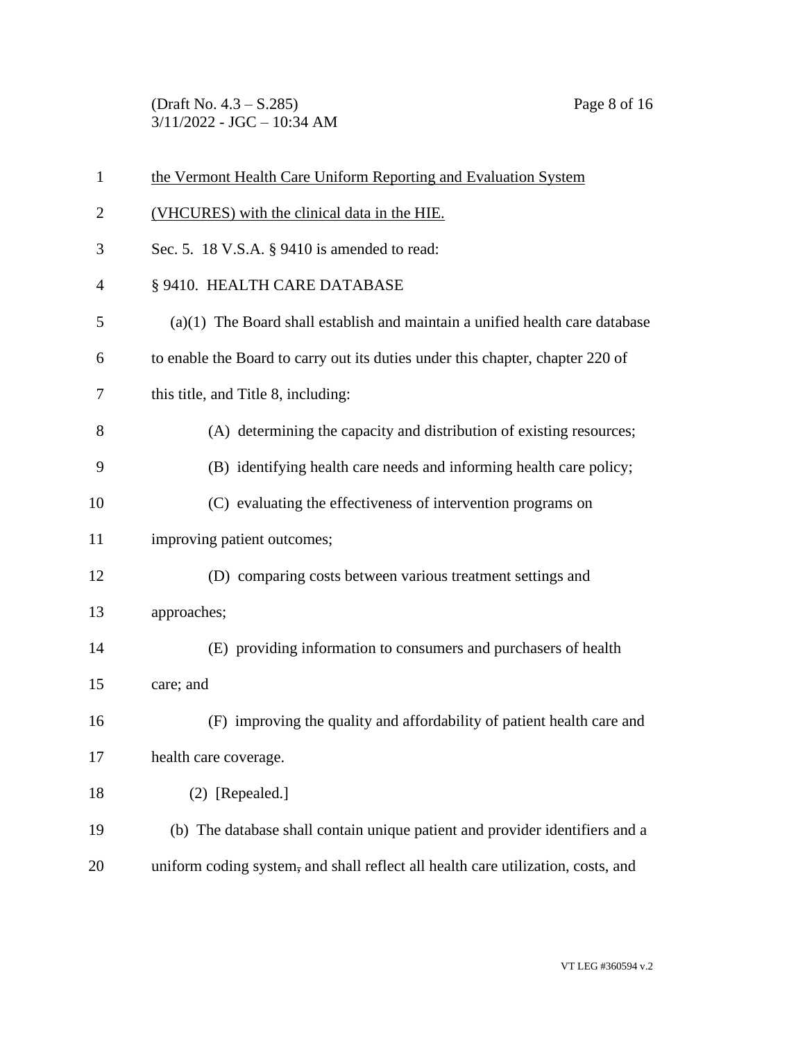the Vermont Health Care Uniform Reporting and Evaluation System (VHCURES) with the clinical data in the HIE.

Sec. 5. 18 V.S.A. § 9410 is amended to read:

§ 9410. HEALTH CARE DATABASE

(a)(1) The Board shall establish and maintain a unified health care database to enable the Board to carry out its duties under this chapter, chapter 220 of this title, and Title 8, including:

(A) determining the capacity and distribution of existing resources;

(B) identifying health care needs and informing health care policy;

(C) evaluating the effectiveness of intervention programs on improving patient outcomes;

(D) comparing costs between various treatment settings and approaches;

(E) providing information to consumers and purchasers of health care; and

(F) improving the quality and affordability of patient health care and health care coverage.

(2) [Repealed.]

(b) The database shall contain unique patient and provider identifiers and a uniform coding system, and shall reflect all health care utilization, costs, and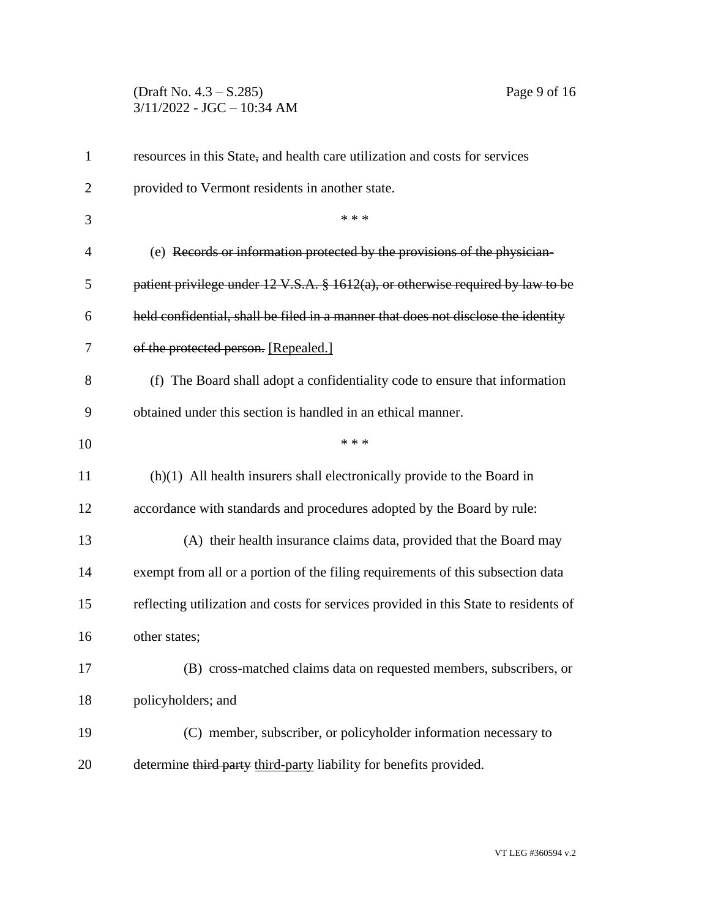resources in this State~~,~~ and health care utilization and costs for services provided to Vermont residents in another state.

\* \* \*

(e) ~~Records or information protected by the provisions of the physician-patient privilege under 12 V.S.A. § 1612(a), or otherwise required by law to be held confidential, shall be filed in a manner that does not disclose the identity of the protected person.~~ <u>[Repealed.]</u>

(f) The Board shall adopt a confidentiality code to ensure that information obtained under this section is handled in an ethical manner.

\* \* \*

(h)(1) All health insurers shall electronically provide to the Board in accordance with standards and procedures adopted by the Board by rule:

(A) their health insurance claims data, provided that the Board may exempt from all or a portion of the filing requirements of this subsection data reflecting utilization and costs for services provided in this State to residents of other states;

(B) cross-matched claims data on requested members, subscribers, or policyholders; and

(C) member, subscriber, or policyholder information necessary to determine ~~third party~~ <u>third-party</u> liability for benefits provided.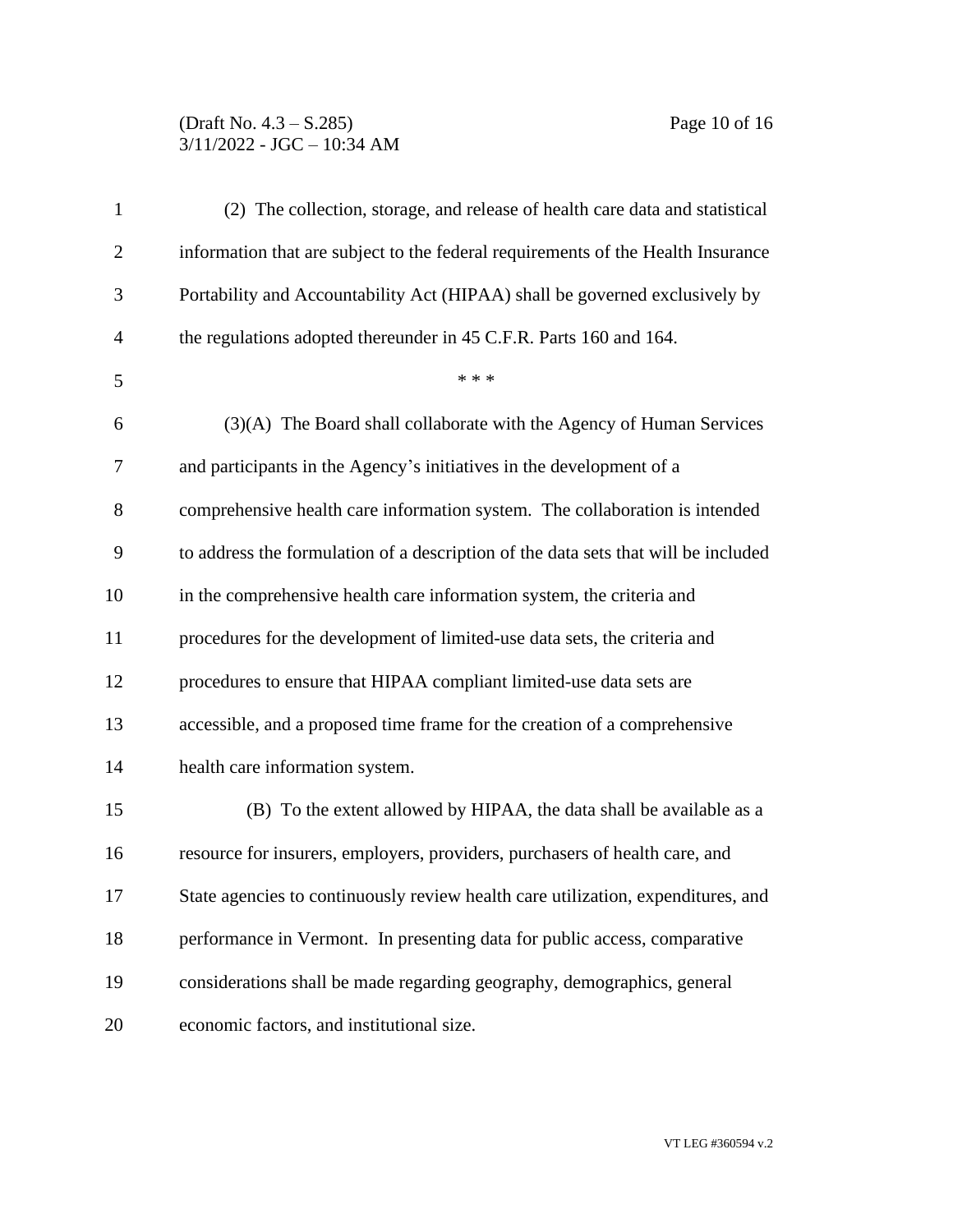(2) The collection, storage, and release of health care data and statistical information that are subject to the federal requirements of the Health Insurance Portability and Accountability Act (HIPAA) shall be governed exclusively by the regulations adopted thereunder in 45 C.F.R. Parts 160 and 164.

\* \* \*

(3)(A) The Board shall collaborate with the Agency of Human Services and participants in the Agency's initiatives in the development of a comprehensive health care information system. The collaboration is intended to address the formulation of a description of the data sets that will be included in the comprehensive health care information system, the criteria and procedures for the development of limited-use data sets, the criteria and procedures to ensure that HIPAA compliant limited-use data sets are accessible, and a proposed time frame for the creation of a comprehensive health care information system.

(B) To the extent allowed by HIPAA, the data shall be available as a resource for insurers, employers, providers, purchasers of health care, and State agencies to continuously review health care utilization, expenditures, and performance in Vermont. In presenting data for public access, comparative considerations shall be made regarding geography, demographics, general economic factors, and institutional size.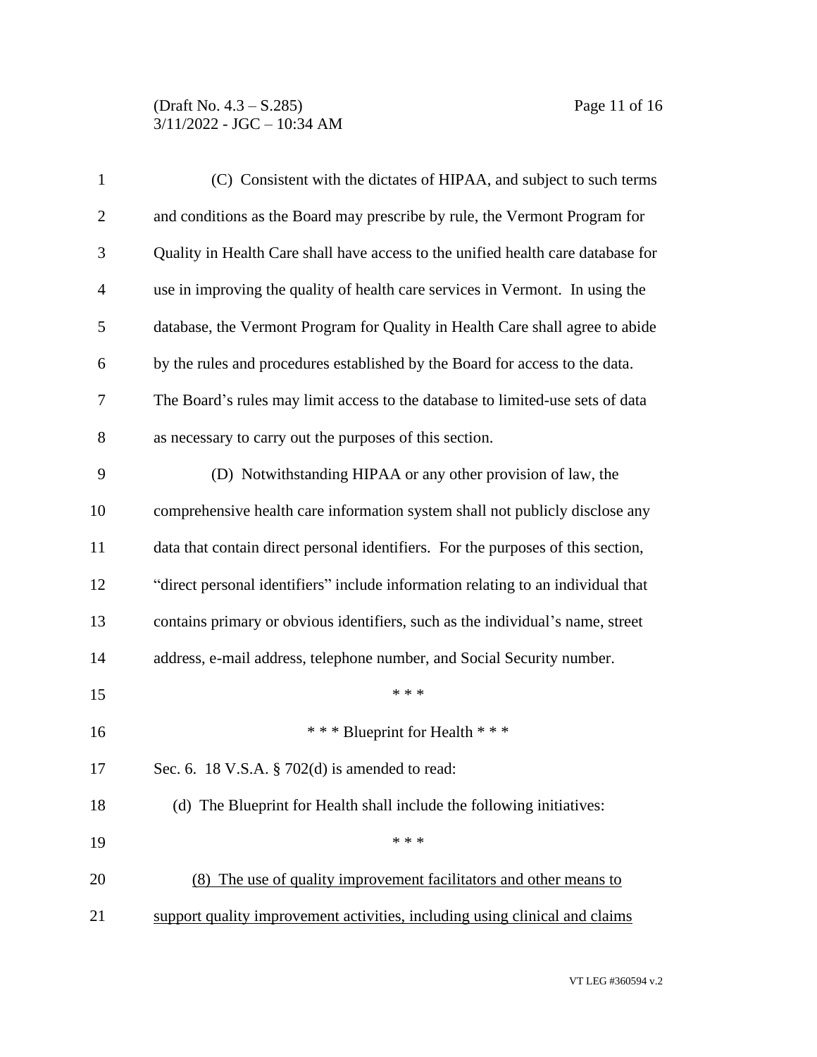(C) Consistent with the dictates of HIPAA, and subject to such terms and conditions as the Board may prescribe by rule, the Vermont Program for Quality in Health Care shall have access to the unified health care database for use in improving the quality of health care services in Vermont. In using the database, the Vermont Program for Quality in Health Care shall agree to abide by the rules and procedures established by the Board for access to the data. The Board's rules may limit access to the database to limited-use sets of data as necessary to carry out the purposes of this section.

(D) Notwithstanding HIPAA or any other provision of law, the comprehensive health care information system shall not publicly disclose any data that contain direct personal identifiers. For the purposes of this section, "direct personal identifiers" include information relating to an individual that contains primary or obvious identifiers, such as the individual's name, street address, e-mail address, telephone number, and Social Security number.

\* \* \*

\* \* \* Blueprint for Health \* \* \*

Sec. 6. 18 V.S.A. § 702(d) is amended to read:

(d) The Blueprint for Health shall include the following initiatives:

\* \* \*

<u>(8) The use of quality improvement facilitators and other means to support quality improvement activities, including using clinical and claims</u>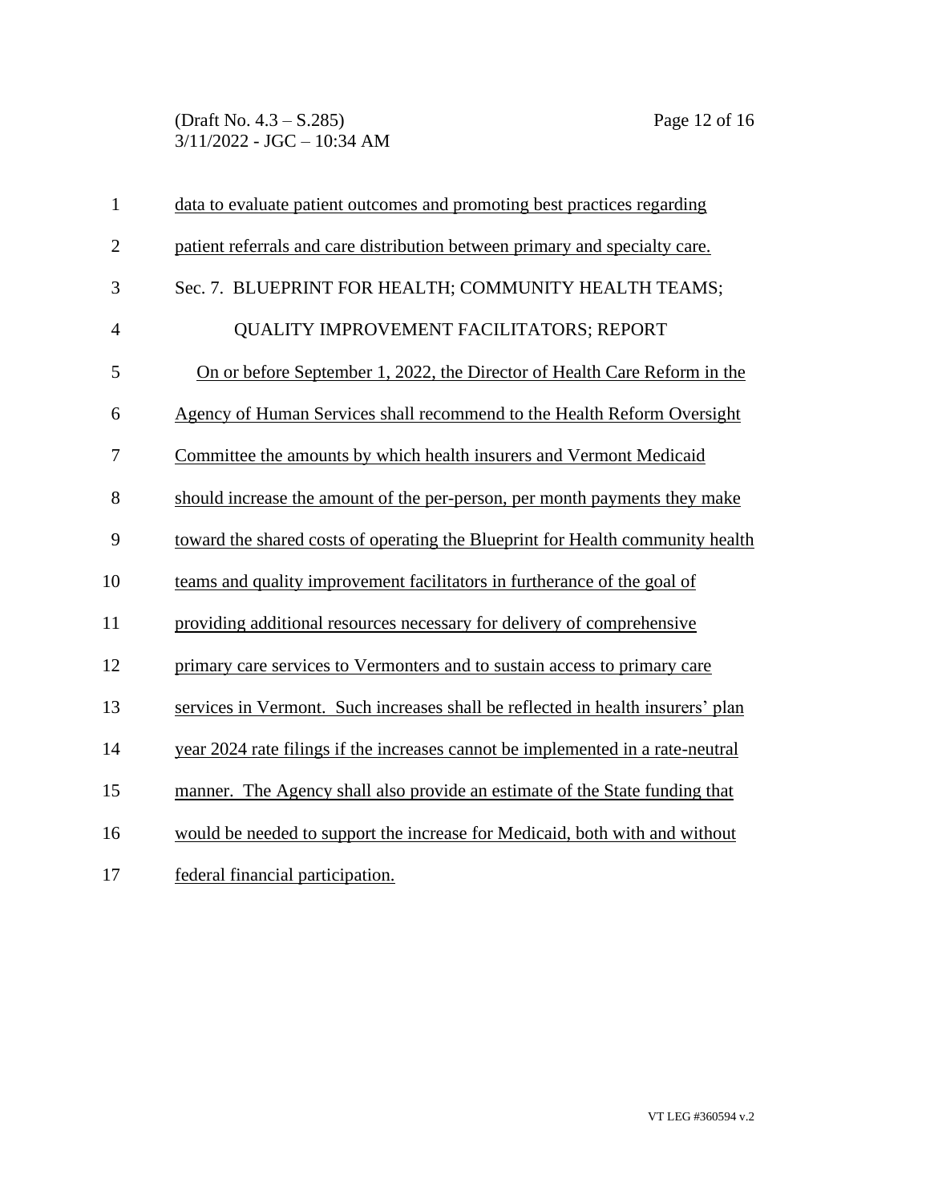data to evaluate patient outcomes and promoting best practices regarding patient referrals and care distribution between primary and specialty care.

Sec. 7. BLUEPRINT FOR HEALTH; COMMUNITY HEALTH TEAMS; QUALITY IMPROVEMENT FACILITATORS; REPORT

On or before September 1, 2022, the Director of Health Care Reform in the Agency of Human Services shall recommend to the Health Reform Oversight Committee the amounts by which health insurers and Vermont Medicaid should increase the amount of the per-person, per month payments they make toward the shared costs of operating the Blueprint for Health community health teams and quality improvement facilitators in furtherance of the goal of providing additional resources necessary for delivery of comprehensive primary care services to Vermonters and to sustain access to primary care services in Vermont. Such increases shall be reflected in health insurers' plan year 2024 rate filings if the increases cannot be implemented in a rate-neutral manner. The Agency shall also provide an estimate of the State funding that would be needed to support the increase for Medicaid, both with and without federal financial participation.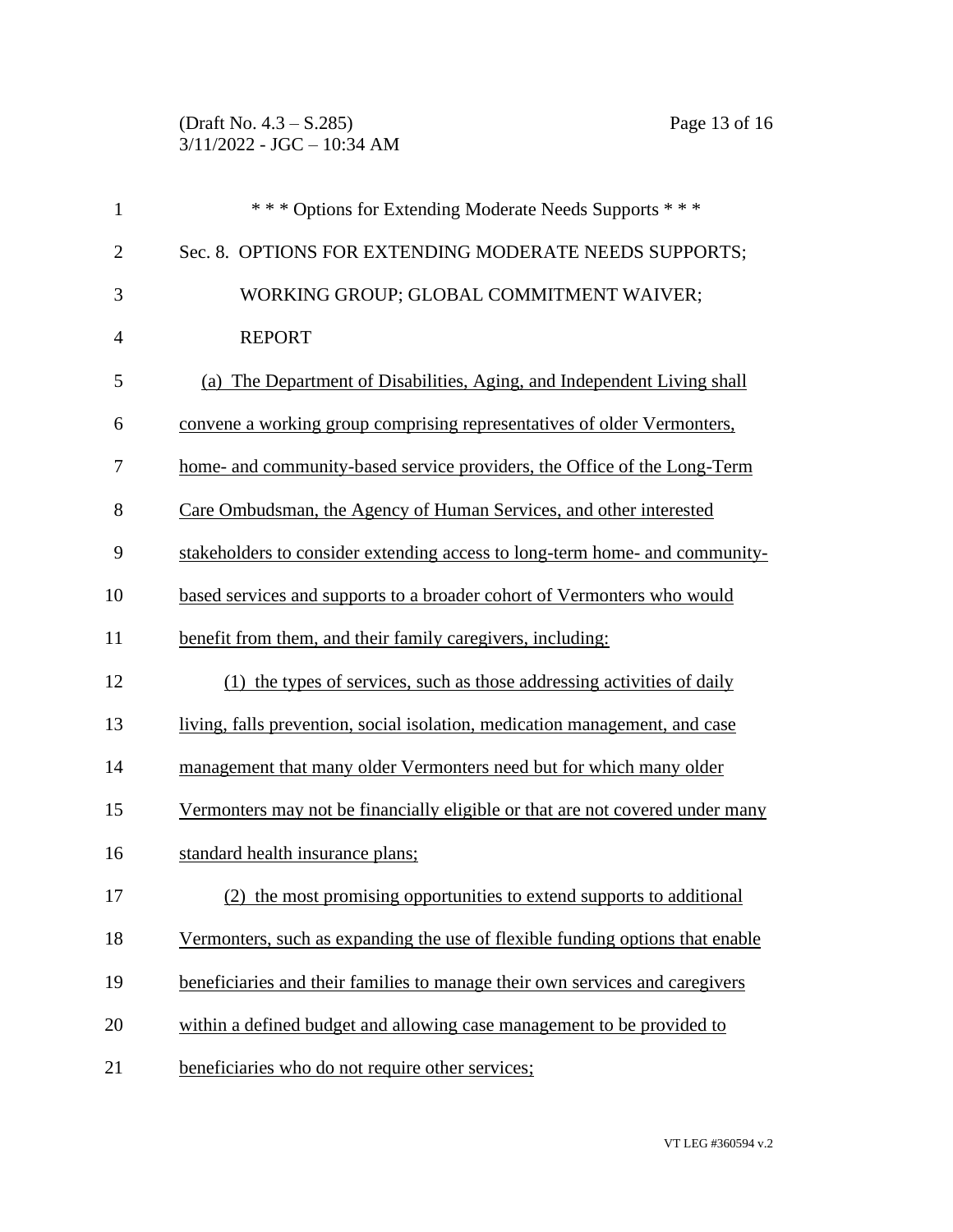\* \* \* Options for Extending Moderate Needs Supports \* \* \*

Sec. 8. OPTIONS FOR EXTENDING MODERATE NEEDS SUPPORTS; WORKING GROUP; GLOBAL COMMITMENT WAIVER; REPORT

(a) The Department of Disabilities, Aging, and Independent Living shall convene a working group comprising representatives of older Vermonters, home- and community-based service providers, the Office of the Long-Term Care Ombudsman, the Agency of Human Services, and other interested stakeholders to consider extending access to long-term home- and community-based services and supports to a broader cohort of Vermonters who would benefit from them, and their family caregivers, including:

(1) the types of services, such as those addressing activities of daily living, falls prevention, social isolation, medication management, and case management that many older Vermonters need but for which many older Vermonters may not be financially eligible or that are not covered under many standard health insurance plans;

(2) the most promising opportunities to extend supports to additional Vermonters, such as expanding the use of flexible funding options that enable beneficiaries and their families to manage their own services and caregivers within a defined budget and allowing case management to be provided to beneficiaries who do not require other services;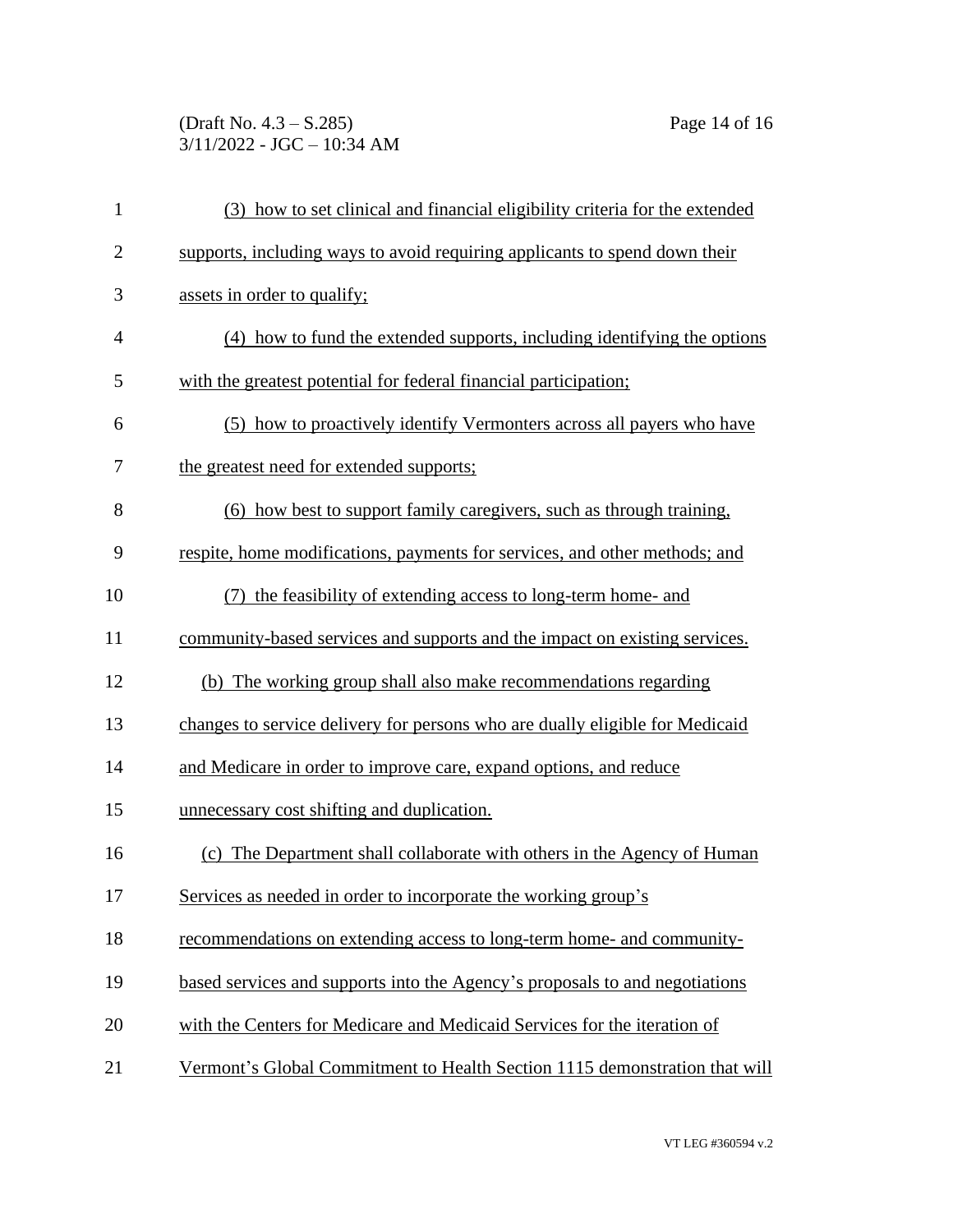(3) how to set clinical and financial eligibility criteria for the extended supports, including ways to avoid requiring applicants to spend down their assets in order to qualify;

(4) how to fund the extended supports, including identifying the options with the greatest potential for federal financial participation;

(5) how to proactively identify Vermonters across all payers who have the greatest need for extended supports;

(6) how best to support family caregivers, such as through training, respite, home modifications, payments for services, and other methods; and

(7) the feasibility of extending access to long-term home- and community-based services and supports and the impact on existing services.

(b) The working group shall also make recommendations regarding changes to service delivery for persons who are dually eligible for Medicaid and Medicare in order to improve care, expand options, and reduce unnecessary cost shifting and duplication.

(c) The Department shall collaborate with others in the Agency of Human Services as needed in order to incorporate the working group's recommendations on extending access to long-term home- and community-based services and supports into the Agency's proposals to and negotiations with the Centers for Medicare and Medicaid Services for the iteration of Vermont's Global Commitment to Health Section 1115 demonstration that will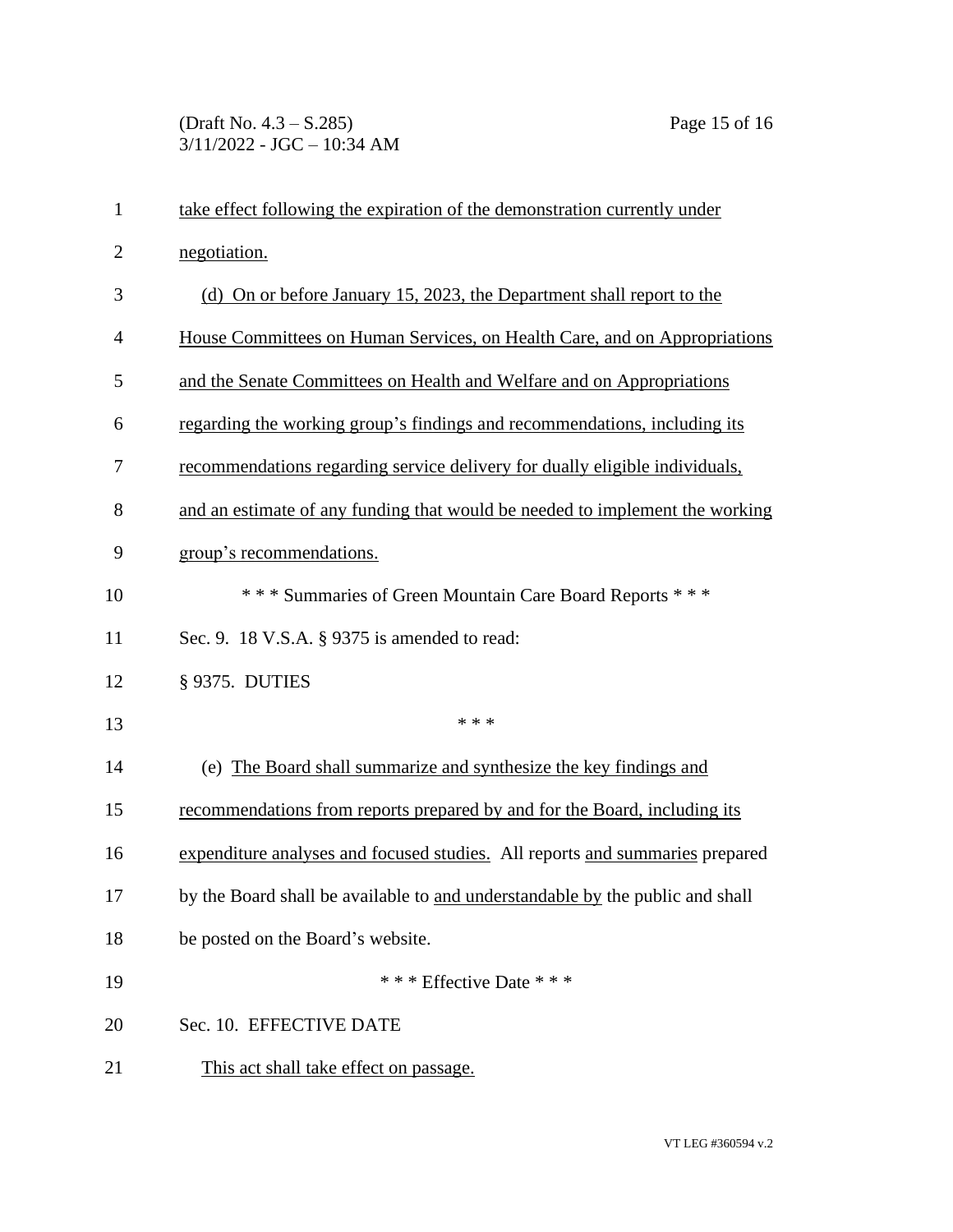take effect following the expiration of the demonstration currently under negotiation.

(d) On or before January 15, 2023, the Department shall report to the House Committees on Human Services, on Health Care, and on Appropriations and the Senate Committees on Health and Welfare and on Appropriations regarding the working group's findings and recommendations, including its recommendations regarding service delivery for dually eligible individuals, and an estimate of any funding that would be needed to implement the working group's recommendations.

\* \* \* Summaries of Green Mountain Care Board Reports \* \* \*

Sec. 9. 18 V.S.A. § 9375 is amended to read:

§ 9375. DUTIES

\* \* \*

(e) The Board shall summarize and synthesize the key findings and recommendations from reports prepared by and for the Board, including its expenditure analyses and focused studies. All reports and summaries prepared by the Board shall be available to and understandable by the public and shall be posted on the Board's website.

\* \* \* Effective Date \* \* \*

Sec. 10. EFFECTIVE DATE

This act shall take effect on passage.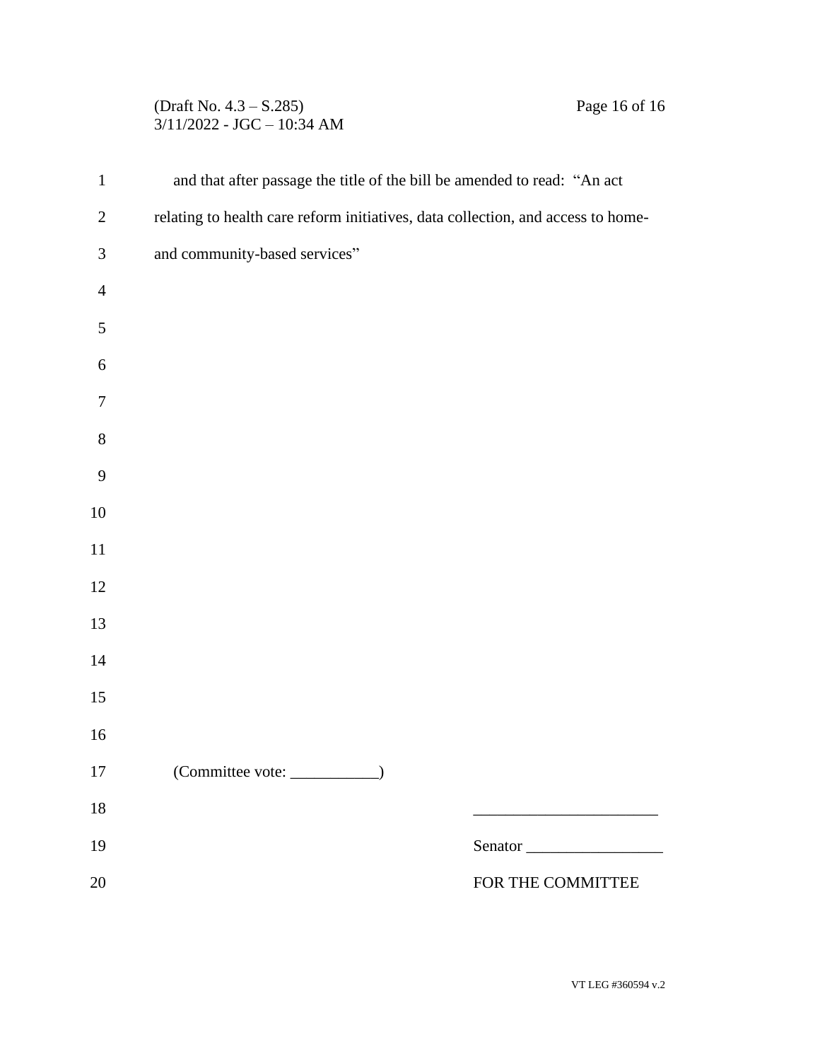and that after passage the title of the bill be amended to read: "An act relating to health care reform initiatives, data collection, and access to home- and community-based services"

(Committee vote: ___________)

_______________________

Senator _________________

FOR THE COMMITTEE